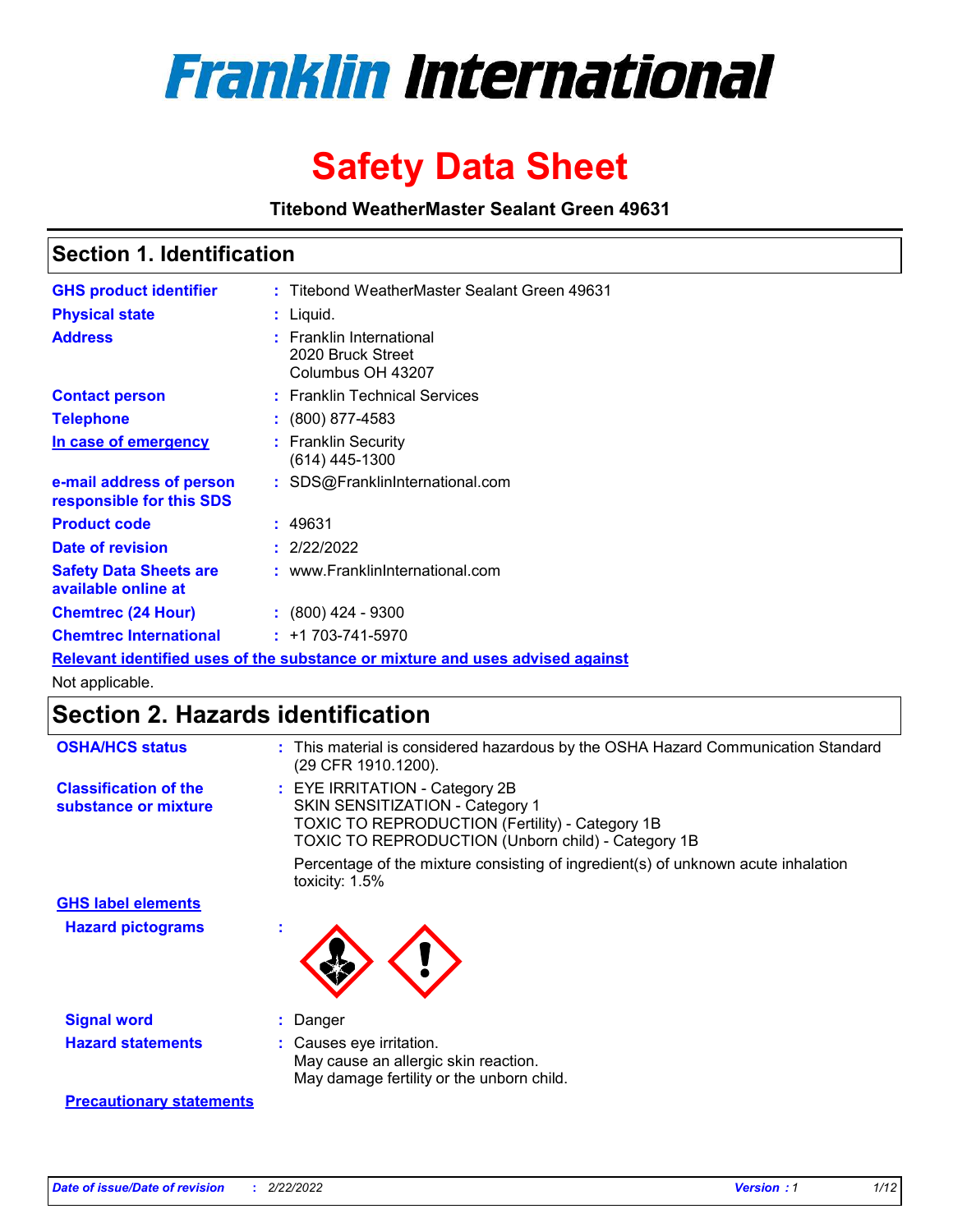# Franklin International

# Safety Data Sheet

**Titebond WeatherMaster Sealant Green 49631**

## Section 1. Identification

| | | |
|---|---|---|
| **GHS product identifier** | : | Titebond WeatherMaster Sealant Green 49631 |
| **Physical state** | : | Liquid. |
| **Address** | : | Franklin International<br>2020 Bruck Street<br>Columbus OH 43207 |
| **Contact person** | : | Franklin Technical Services |
| **Telephone** | : | (800) 877-4583 |
| **In case of emergency** | : | Franklin Security<br>(614) 445-1300 |
| **e-mail address of person responsible for this SDS** | : | SDS@FranklinInternational.com |
| **Product code** | : | 49631 |
| **Date of revision** | : | 2/22/2022 |
| **Safety Data Sheets are available online at** | : | www.FranklinInternational.com |
| **Chemtrec (24 Hour)** | : | (800) 424 - 9300 |
| **Chemtrec International** | : | +1 703-741-5970 |

**Relevant identified uses of the substance or mixture and uses advised against**

Not applicable.

## Section 2. Hazards identification

| | | |
|---|---|---|
| **OSHA/HCS status** | : | This material is considered hazardous by the OSHA Hazard Communication Standard (29 CFR 1910.1200). |
| **Classification of the substance or mixture** | : | EYE IRRITATION - Category 2B<br>SKIN SENSITIZATION - Category 1<br>TOXIC TO REPRODUCTION (Fertility) - Category 1B<br>TOXIC TO REPRODUCTION (Unborn child) - Category 1B<br><br>Percentage of the mixture consisting of ingredient(s) of unknown acute inhalation toxicity: 1.5% |

**GHS label elements**

| | | |
|---|---|---|
| **Hazard pictograms** | : | |
| **Signal word** | : | Danger |
| **Hazard statements** | : | Causes eye irritation.<br>May cause an allergic skin reaction.<br>May damage fertility or the unborn child. |

**Precautionary statements**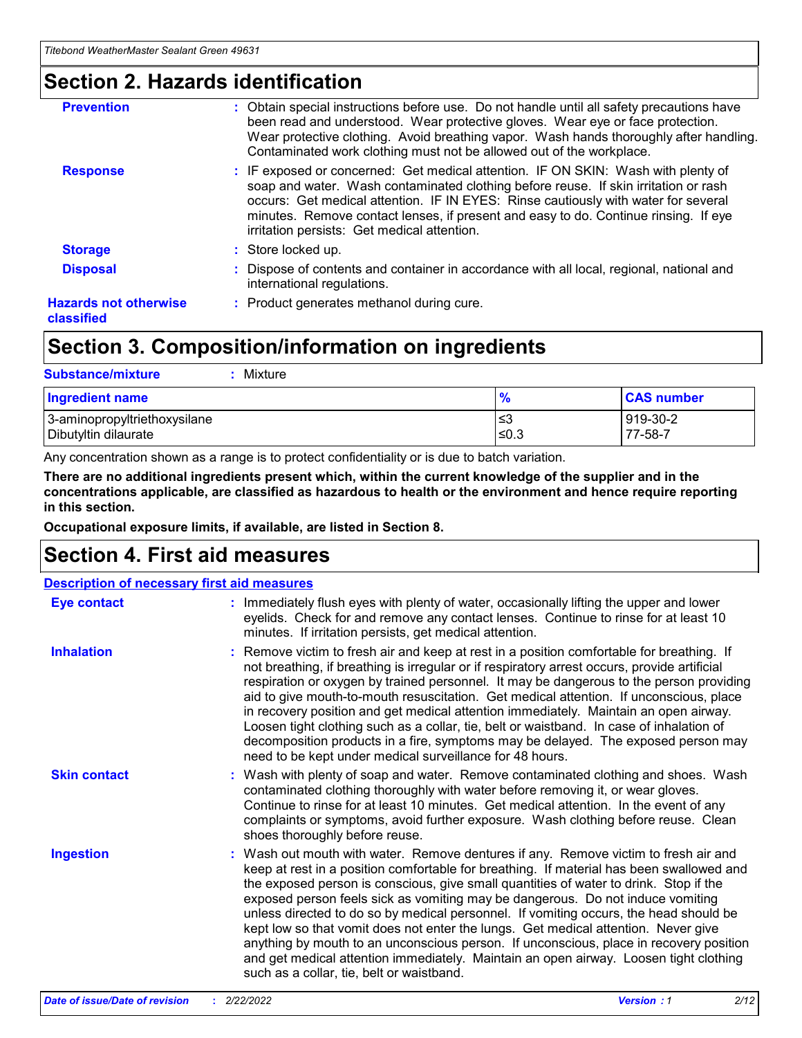## Section 2. Hazards identification

| | |
|---|---|
| **Prevention** | : Obtain special instructions before use. Do not handle until all safety precautions have been read and understood. Wear protective gloves. Wear eye or face protection. Wear protective clothing. Avoid breathing vapor. Wash hands thoroughly after handling. Contaminated work clothing must not be allowed out of the workplace. |
| **Response** | : IF exposed or concerned: Get medical attention. IF ON SKIN: Wash with plenty of soap and water. Wash contaminated clothing before reuse. If skin irritation or rash occurs: Get medical attention. IF IN EYES: Rinse cautiously with water for several minutes. Remove contact lenses, if present and easy to do. Continue rinsing. If eye irritation persists: Get medical attention. |
| **Storage** | : Store locked up. |
| **Disposal** | : Dispose of contents and container in accordance with all local, regional, national and international regulations. |
| **Hazards not otherwise classified** | : Product generates methanol during cure. |

## Section 3. Composition/information on ingredients

**Substance/mixture** : Mixture

| Ingredient name | % | CAS number |
|---|---|---|
| 3-aminopropyltriethoxysilane | ≤3 | 919-30-2 |
| Dibutyltin dilaurate | ≤0.3 | 77-58-7 |

Any concentration shown as a range is to protect confidentiality or is due to batch variation.

**There are no additional ingredients present which, within the current knowledge of the supplier and in the concentrations applicable, are classified as hazardous to health or the environment and hence require reporting in this section.**

**Occupational exposure limits, if available, are listed in Section 8.**

## Section 4. First aid measures

**Description of necessary first aid measures**

| | |
|---|---|
| **Eye contact** | : Immediately flush eyes with plenty of water, occasionally lifting the upper and lower eyelids. Check for and remove any contact lenses. Continue to rinse for at least 10 minutes. If irritation persists, get medical attention. |
| **Inhalation** | : Remove victim to fresh air and keep at rest in a position comfortable for breathing. If not breathing, if breathing is irregular or if respiratory arrest occurs, provide artificial respiration or oxygen by trained personnel. It may be dangerous to the person providing aid to give mouth-to-mouth resuscitation. Get medical attention. If unconscious, place in recovery position and get medical attention immediately. Maintain an open airway. Loosen tight clothing such as a collar, tie, belt or waistband. In case of inhalation of decomposition products in a fire, symptoms may be delayed. The exposed person may need to be kept under medical surveillance for 48 hours. |
| **Skin contact** | : Wash with plenty of soap and water. Remove contaminated clothing and shoes. Wash contaminated clothing thoroughly with water before removing it, or wear gloves. Continue to rinse for at least 10 minutes. Get medical attention. In the event of any complaints or symptoms, avoid further exposure. Wash clothing before reuse. Clean shoes thoroughly before reuse. |
| **Ingestion** | : Wash out mouth with water. Remove dentures if any. Remove victim to fresh air and keep at rest in a position comfortable for breathing. If material has been swallowed and the exposed person is conscious, give small quantities of water to drink. Stop if the exposed person feels sick as vomiting may be dangerous. Do not induce vomiting unless directed to do so by medical personnel. If vomiting occurs, the head should be kept low so that vomit does not enter the lungs. Get medical attention. Never give anything by mouth to an unconscious person. If unconscious, place in recovery position and get medical attention immediately. Maintain an open airway. Loosen tight clothing such as a collar, tie, belt or waistband. |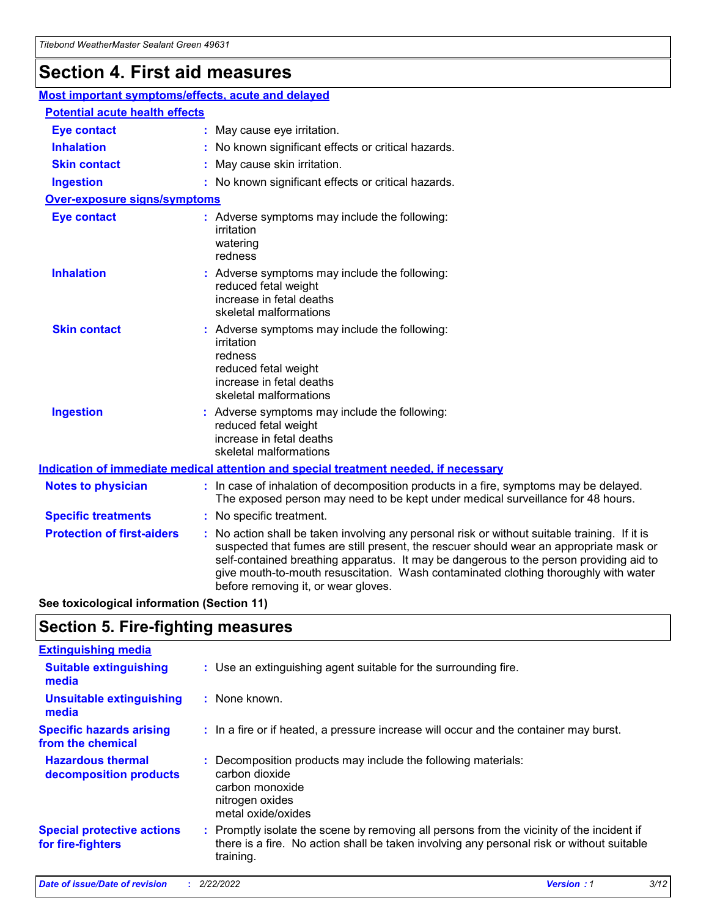# Section 4. First aid measures

**Most important symptoms/effects, acute and delayed**

**Potential acute health effects**

| | |
|---|---|
| **Eye contact** | : May cause eye irritation. |
| **Inhalation** | : No known significant effects or critical hazards. |
| **Skin contact** | : May cause skin irritation. |
| **Ingestion** | : No known significant effects or critical hazards. |

**Over-exposure signs/symptoms**

| | |
|---|---|
| **Eye contact** | : Adverse symptoms may include the following:<br>irritation<br>watering<br>redness |
| **Inhalation** | : Adverse symptoms may include the following:<br>reduced fetal weight<br>increase in fetal deaths<br>skeletal malformations |
| **Skin contact** | : Adverse symptoms may include the following:<br>irritation<br>redness<br>reduced fetal weight<br>increase in fetal deaths<br>skeletal malformations |
| **Ingestion** | : Adverse symptoms may include the following:<br>reduced fetal weight<br>increase in fetal deaths<br>skeletal malformations |

**Indication of immediate medical attention and special treatment needed, if necessary**

| | |
|---|---|
| **Notes to physician** | : In case of inhalation of decomposition products in a fire, symptoms may be delayed. The exposed person may need to be kept under medical surveillance for 48 hours. |
| **Specific treatments** | : No specific treatment. |
| **Protection of first-aiders** | : No action shall be taken involving any personal risk or without suitable training. If it is suspected that fumes are still present, the rescuer should wear an appropriate mask or self-contained breathing apparatus. It may be dangerous to the person providing aid to give mouth-to-mouth resuscitation. Wash contaminated clothing thoroughly with water before removing it, or wear gloves. |

**See toxicological information (Section 11)**

# Section 5. Fire-fighting measures

**Extinguishing media**

| | |
|---|---|
| **Suitable extinguishing media** | : Use an extinguishing agent suitable for the surrounding fire. |
| **Unsuitable extinguishing media** | : None known. |
| **Specific hazards arising from the chemical** | : In a fire or if heated, a pressure increase will occur and the container may burst. |
| **Hazardous thermal decomposition products** | : Decomposition products may include the following materials:<br>carbon dioxide<br>carbon monoxide<br>nitrogen oxides<br>metal oxide/oxides |
| **Special protective actions for fire-fighters** | : Promptly isolate the scene by removing all persons from the vicinity of the incident if there is a fire. No action shall be taken involving any personal risk or without suitable training. |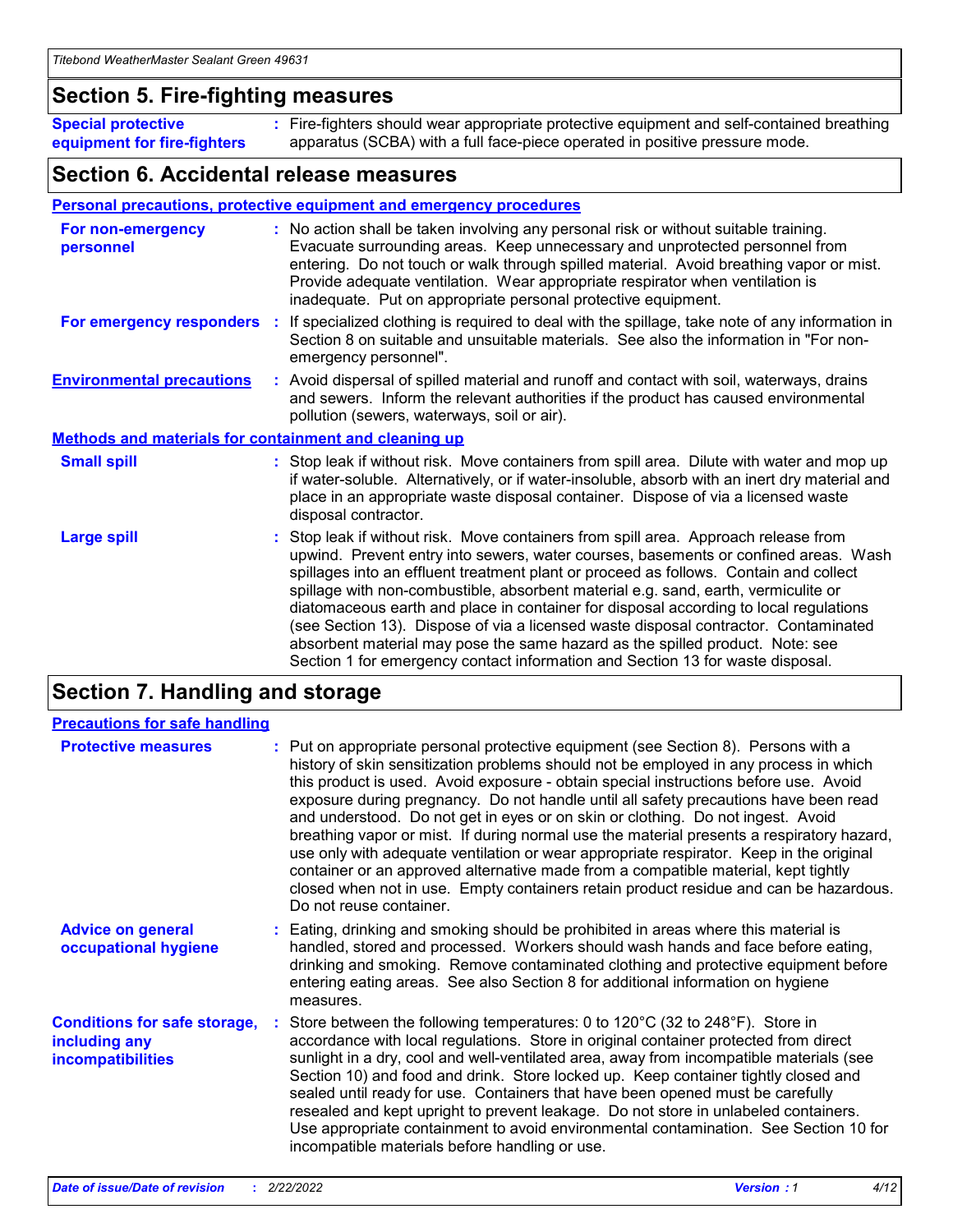## Section 5. Fire-fighting measures

**Special protective equipment for fire-fighters** : Fire-fighters should wear appropriate protective equipment and self-contained breathing apparatus (SCBA) with a full face-piece operated in positive pressure mode.

## Section 6. Accidental release measures

### Personal precautions, protective equipment and emergency procedures

**For non-emergency personnel** : No action shall be taken involving any personal risk or without suitable training. Evacuate surrounding areas. Keep unnecessary and unprotected personnel from entering. Do not touch or walk through spilled material. Avoid breathing vapor or mist. Provide adequate ventilation. Wear appropriate respirator when ventilation is inadequate. Put on appropriate personal protective equipment.

**For emergency responders** : If specialized clothing is required to deal with the spillage, take note of any information in Section 8 on suitable and unsuitable materials. See also the information in "For non-emergency personnel".

**Environmental precautions** : Avoid dispersal of spilled material and runoff and contact with soil, waterways, drains and sewers. Inform the relevant authorities if the product has caused environmental pollution (sewers, waterways, soil or air).

### Methods and materials for containment and cleaning up

**Small spill** : Stop leak if without risk. Move containers from spill area. Dilute with water and mop up if water-soluble. Alternatively, or if water-insoluble, absorb with an inert dry material and place in an appropriate waste disposal container. Dispose of via a licensed waste disposal contractor.

**Large spill** : Stop leak if without risk. Move containers from spill area. Approach release from upwind. Prevent entry into sewers, water courses, basements or confined areas. Wash spillages into an effluent treatment plant or proceed as follows. Contain and collect spillage with non-combustible, absorbent material e.g. sand, earth, vermiculite or diatomaceous earth and place in container for disposal according to local regulations (see Section 13). Dispose of via a licensed waste disposal contractor. Contaminated absorbent material may pose the same hazard as the spilled product. Note: see Section 1 for emergency contact information and Section 13 for waste disposal.

## Section 7. Handling and storage

### Precautions for safe handling

**Protective measures** : Put on appropriate personal protective equipment (see Section 8). Persons with a history of skin sensitization problems should not be employed in any process in which this product is used. Avoid exposure - obtain special instructions before use. Avoid exposure during pregnancy. Do not handle until all safety precautions have been read and understood. Do not get in eyes or on skin or clothing. Do not ingest. Avoid breathing vapor or mist. If during normal use the material presents a respiratory hazard, use only with adequate ventilation or wear appropriate respirator. Keep in the original container or an approved alternative made from a compatible material, kept tightly closed when not in use. Empty containers retain product residue and can be hazardous. Do not reuse container.

**Advice on general occupational hygiene** : Eating, drinking and smoking should be prohibited in areas where this material is handled, stored and processed. Workers should wash hands and face before eating, drinking and smoking. Remove contaminated clothing and protective equipment before entering eating areas. See also Section 8 for additional information on hygiene measures.

**Conditions for safe storage, including any incompatibilities** : Store between the following temperatures: 0 to 120°C (32 to 248°F). Store in accordance with local regulations. Store in original container protected from direct sunlight in a dry, cool and well-ventilated area, away from incompatible materials (see Section 10) and food and drink. Store locked up. Keep container tightly closed and sealed until ready for use. Containers that have been opened must be carefully resealed and kept upright to prevent leakage. Do not store in unlabeled containers. Use appropriate containment to avoid environmental contamination. See Section 10 for incompatible materials before handling or use.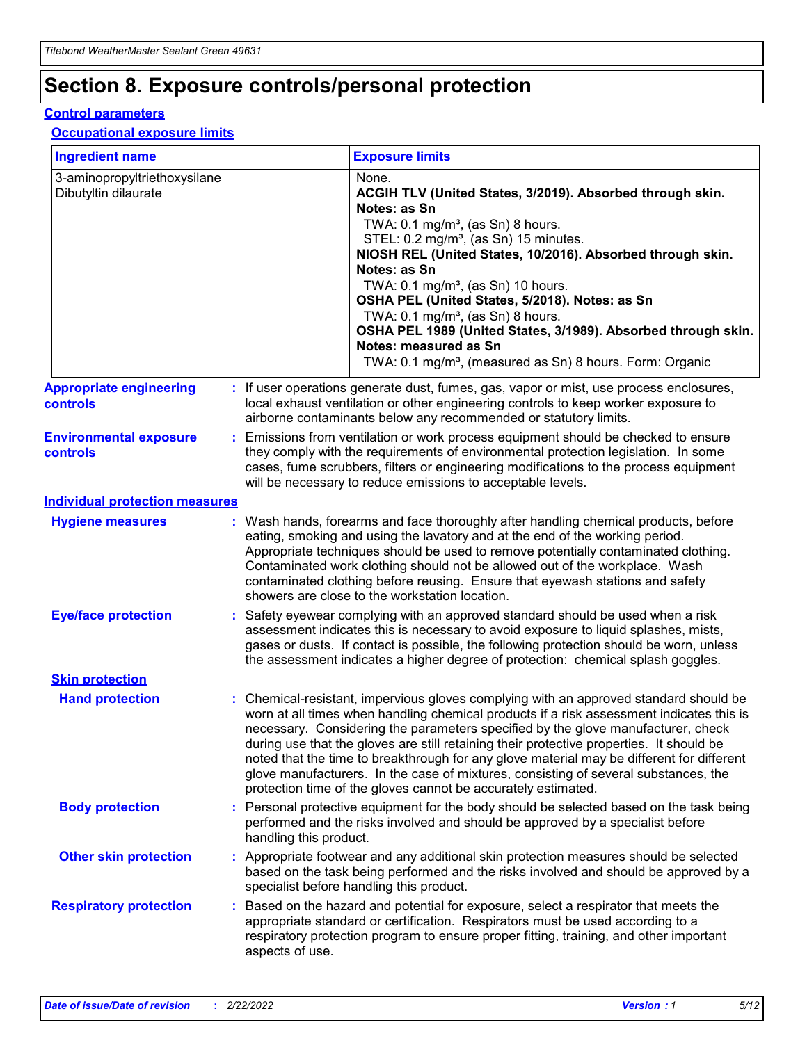# Section 8. Exposure controls/personal protection

## Control parameters

### Occupational exposure limits

| Ingredient name | Exposure limits |
| --- | --- |
| 3-aminopropyltriethoxysilane | None. |
| Dibutyltin dilaurate | **ACGIH TLV (United States, 3/2019). Absorbed through skin. Notes: as Sn**<br>TWA: 0.1 mg/m³, (as Sn) 8 hours.<br>STEL: 0.2 mg/m³, (as Sn) 15 minutes.<br>**NIOSH REL (United States, 10/2016). Absorbed through skin. Notes: as Sn**<br>TWA: 0.1 mg/m³, (as Sn) 10 hours.<br>**OSHA PEL (United States, 5/2018). Notes: as Sn**<br>TWA: 0.1 mg/m³, (as Sn) 8 hours.<br>**OSHA PEL 1989 (United States, 3/1989). Absorbed through skin. Notes: measured as Sn**<br>TWA: 0.1 mg/m³, (measured as Sn) 8 hours. Form: Organic |

**Appropriate engineering controls** : If user operations generate dust, fumes, gas, vapor or mist, use process enclosures, local exhaust ventilation or other engineering controls to keep worker exposure to airborne contaminants below any recommended or statutory limits.

**Environmental exposure controls** : Emissions from ventilation or work process equipment should be checked to ensure they comply with the requirements of environmental protection legislation. In some cases, fume scrubbers, filters or engineering modifications to the process equipment will be necessary to reduce emissions to acceptable levels.

## Individual protection measures

**Hygiene measures** : Wash hands, forearms and face thoroughly after handling chemical products, before eating, smoking and using the lavatory and at the end of the working period. Appropriate techniques should be used to remove potentially contaminated clothing. Contaminated work clothing should not be allowed out of the workplace. Wash contaminated clothing before reusing. Ensure that eyewash stations and safety showers are close to the workstation location.

**Eye/face protection** : Safety eyewear complying with an approved standard should be used when a risk assessment indicates this is necessary to avoid exposure to liquid splashes, mists, gases or dusts. If contact is possible, the following protection should be worn, unless the assessment indicates a higher degree of protection: chemical splash goggles.

### Skin protection

**Hand protection** : Chemical-resistant, impervious gloves complying with an approved standard should be worn at all times when handling chemical products if a risk assessment indicates this is necessary. Considering the parameters specified by the glove manufacturer, check during use that the gloves are still retaining their protective properties. It should be noted that the time to breakthrough for any glove material may be different for different glove manufacturers. In the case of mixtures, consisting of several substances, the protection time of the gloves cannot be accurately estimated.

**Body protection** : Personal protective equipment for the body should be selected based on the task being performed and the risks involved and should be approved by a specialist before handling this product.

**Other skin protection** : Appropriate footwear and any additional skin protection measures should be selected based on the task being performed and the risks involved and should be approved by a specialist before handling this product.

**Respiratory protection** : Based on the hazard and potential for exposure, select a respirator that meets the appropriate standard or certification. Respirators must be used according to a respiratory protection program to ensure proper fitting, training, and other important aspects of use.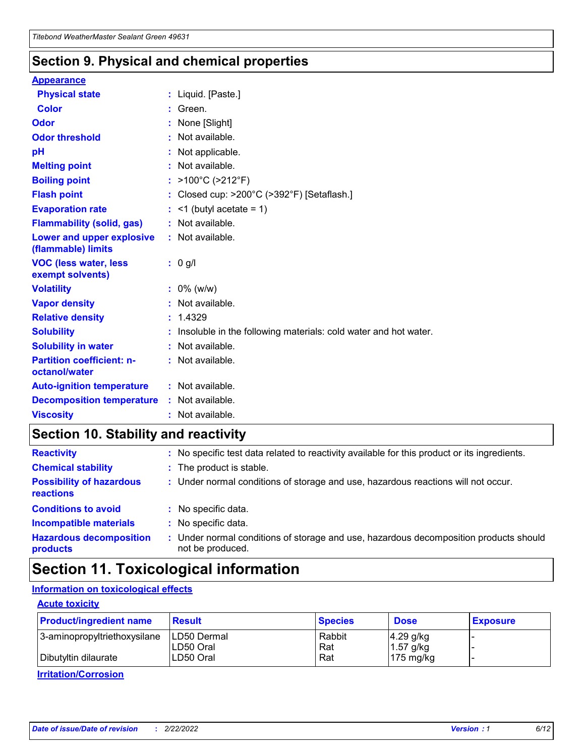## Section 9. Physical and chemical properties

**Appearance**

| | |
|---|---|
| **Physical state** | : Liquid. [Paste.] |
| **Color** | : Green. |
| **Odor** | : None [Slight] |
| **Odor threshold** | : Not available. |
| **pH** | : Not applicable. |
| **Melting point** | : Not available. |
| **Boiling point** | : >100°C (>212°F) |
| **Flash point** | : Closed cup: >200°C (>392°F) [Setaflash.] |
| **Evaporation rate** | : <1 (butyl acetate = 1) |
| **Flammability (solid, gas)** | : Not available. |
| **Lower and upper explosive (flammable) limits** | : Not available. |
| **VOC (less water, less exempt solvents)** | : 0 g/l |
| **Volatility** | : 0% (w/w) |
| **Vapor density** | : Not available. |
| **Relative density** | : 1.4329 |
| **Solubility** | : Insoluble in the following materials: cold water and hot water. |
| **Solubility in water** | : Not available. |
| **Partition coefficient: n-octanol/water** | : Not available. |
| **Auto-ignition temperature** | : Not available. |
| **Decomposition temperature** | : Not available. |
| **Viscosity** | : Not available. |

## Section 10. Stability and reactivity

| | |
|---|---|
| **Reactivity** | : No specific test data related to reactivity available for this product or its ingredients. |
| **Chemical stability** | : The product is stable. |
| **Possibility of hazardous reactions** | : Under normal conditions of storage and use, hazardous reactions will not occur. |
| **Conditions to avoid** | : No specific data. |
| **Incompatible materials** | : No specific data. |
| **Hazardous decomposition products** | : Under normal conditions of storage and use, hazardous decomposition products should not be produced. |

## Section 11. Toxicological information

**Information on toxicological effects**

**Acute toxicity**

| Product/ingredient name | Result | Species | Dose | Exposure |
|---|---|---|---|---|
| 3-aminopropyltriethoxysilane | LD50 Dermal | Rabbit | 4.29 g/kg | - |
| | LD50 Oral | Rat | 1.57 g/kg | - |
| Dibutyltin dilaurate | LD50 Oral | Rat | 175 mg/kg | - |

**Irritation/Corrosion**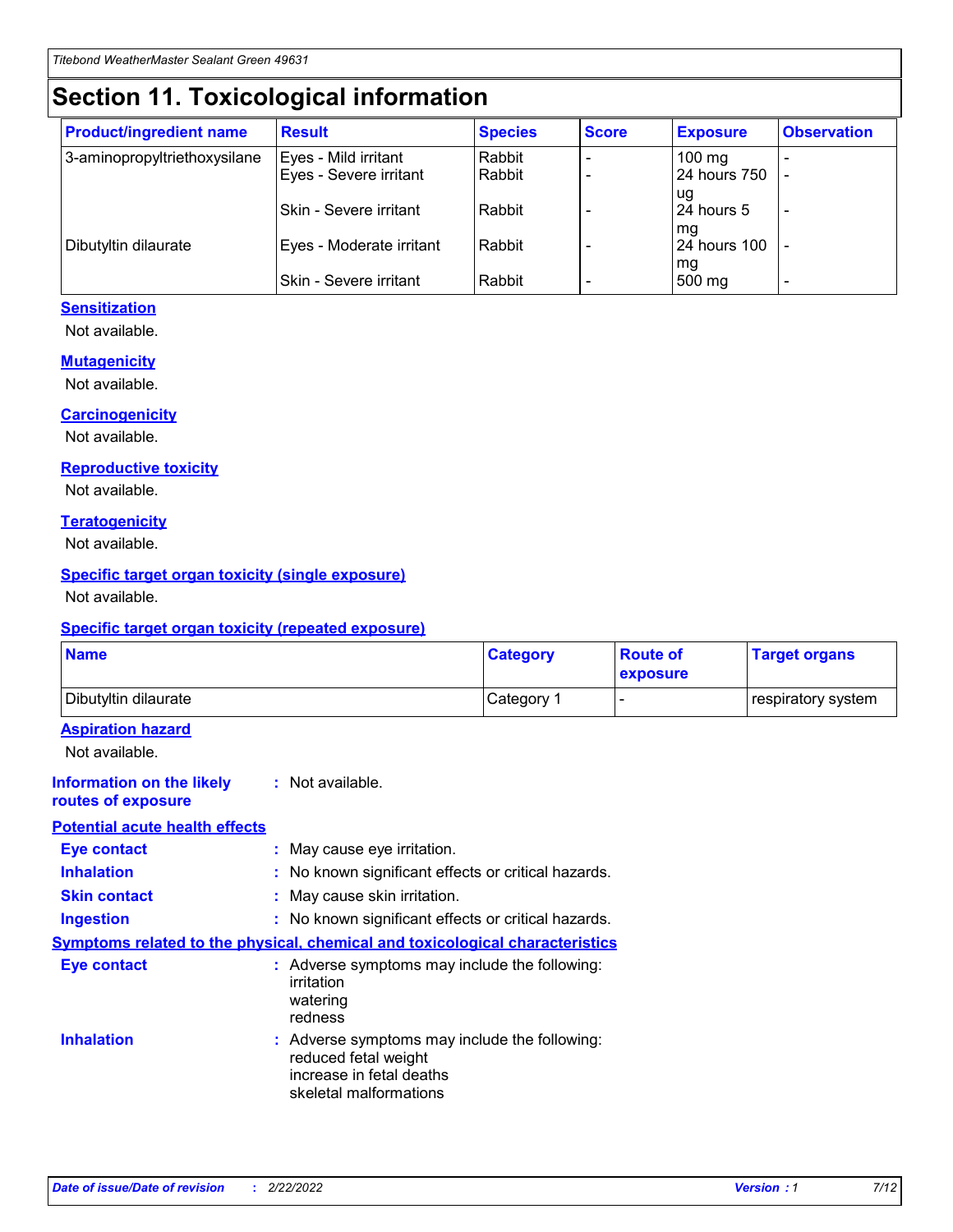# Section 11. Toxicological information

| Product/ingredient name | Result | Species | Score | Exposure | Observation |
|---|---|---|---|---|---|
| 3-aminopropyltriethoxysilane | Eyes - Mild irritant | Rabbit | - | 100 mg | - |
| | Eyes - Severe irritant | Rabbit | - | 24 hours 750 ug | - |
| | Skin - Severe irritant | Rabbit | - | 24 hours 5 mg | - |
| Dibutyltin dilaurate | Eyes - Moderate irritant | Rabbit | - | 24 hours 100 mg | - |
| | Skin - Severe irritant | Rabbit | - | 500 mg | - |

### Sensitization

Not available.

### Mutagenicity

Not available.

### Carcinogenicity

Not available.

### Reproductive toxicity

Not available.

### Teratogenicity

Not available.

### Specific target organ toxicity (single exposure)

Not available.

### Specific target organ toxicity (repeated exposure)

| Name | Category | Route of exposure | Target organs |
|---|---|---|---|
| Dibutyltin dilaurate | Category 1 | - | respiratory system |

### Aspiration hazard

Not available.

**Information on the likely routes of exposure** : Not available.

### Potential acute health effects

**Eye contact** : May cause eye irritation.

**Inhalation** : No known significant effects or critical hazards.

**Skin contact** : May cause skin irritation.

**Ingestion** : No known significant effects or critical hazards.

### Symptoms related to the physical, chemical and toxicological characteristics

**Eye contact** : Adverse symptoms may include the following:
irritation
watering
redness

**Inhalation** : Adverse symptoms may include the following:
reduced fetal weight
increase in fetal deaths
skeletal malformations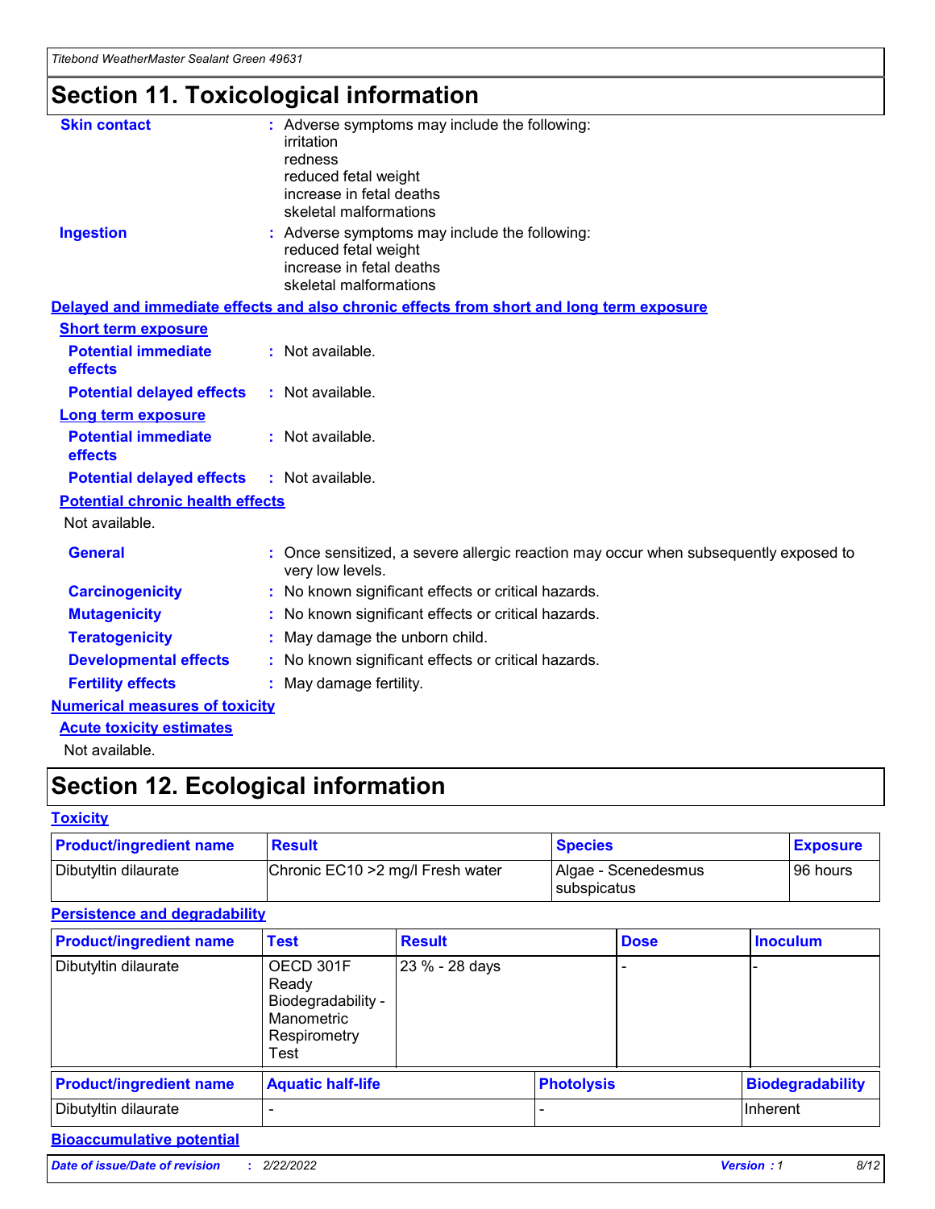# Section 11. Toxicological information

**Skin contact** : Adverse symptoms may include the following:
irritation
redness
reduced fetal weight
increase in fetal deaths
skeletal malformations

**Ingestion** : Adverse symptoms may include the following:
reduced fetal weight
increase in fetal deaths
skeletal malformations

**Delayed and immediate effects and also chronic effects from short and long term exposure**

**Short term exposure**

**Potential immediate effects** : Not available.

**Potential delayed effects** : Not available.

**Long term exposure**

**Potential immediate effects** : Not available.

**Potential delayed effects** : Not available.

**Potential chronic health effects**

Not available.

**General** : Once sensitized, a severe allergic reaction may occur when subsequently exposed to very low levels.

**Carcinogenicity** : No known significant effects or critical hazards.

**Mutagenicity** : No known significant effects or critical hazards.

**Teratogenicity** : May damage the unborn child.

**Developmental effects** : No known significant effects or critical hazards.

**Fertility effects** : May damage fertility.

**Numerical measures of toxicity**

**Acute toxicity estimates**

Not available.

# Section 12. Ecological information

**Toxicity**

| Product/ingredient name | Result | Species | Exposure |
|---|---|---|---|
| Dibutyltin dilaurate | Chronic EC10 >2 mg/l Fresh water | Algae - Scenedesmus subspicatus | 96 hours |

**Persistence and degradability**

| Product/ingredient name | Test | Result | Dose | Inoculum |
|---|---|---|---|---|
| Dibutyltin dilaurate | OECD 301F Ready Biodegradability - Manometric Respirometry Test | 23 % - 28 days | - | - |

| Product/ingredient name | Aquatic half-life | Photolysis | Biodegradability |
|---|---|---|---|
| Dibutyltin dilaurate | - | - | Inherent |

**Bioaccumulative potential**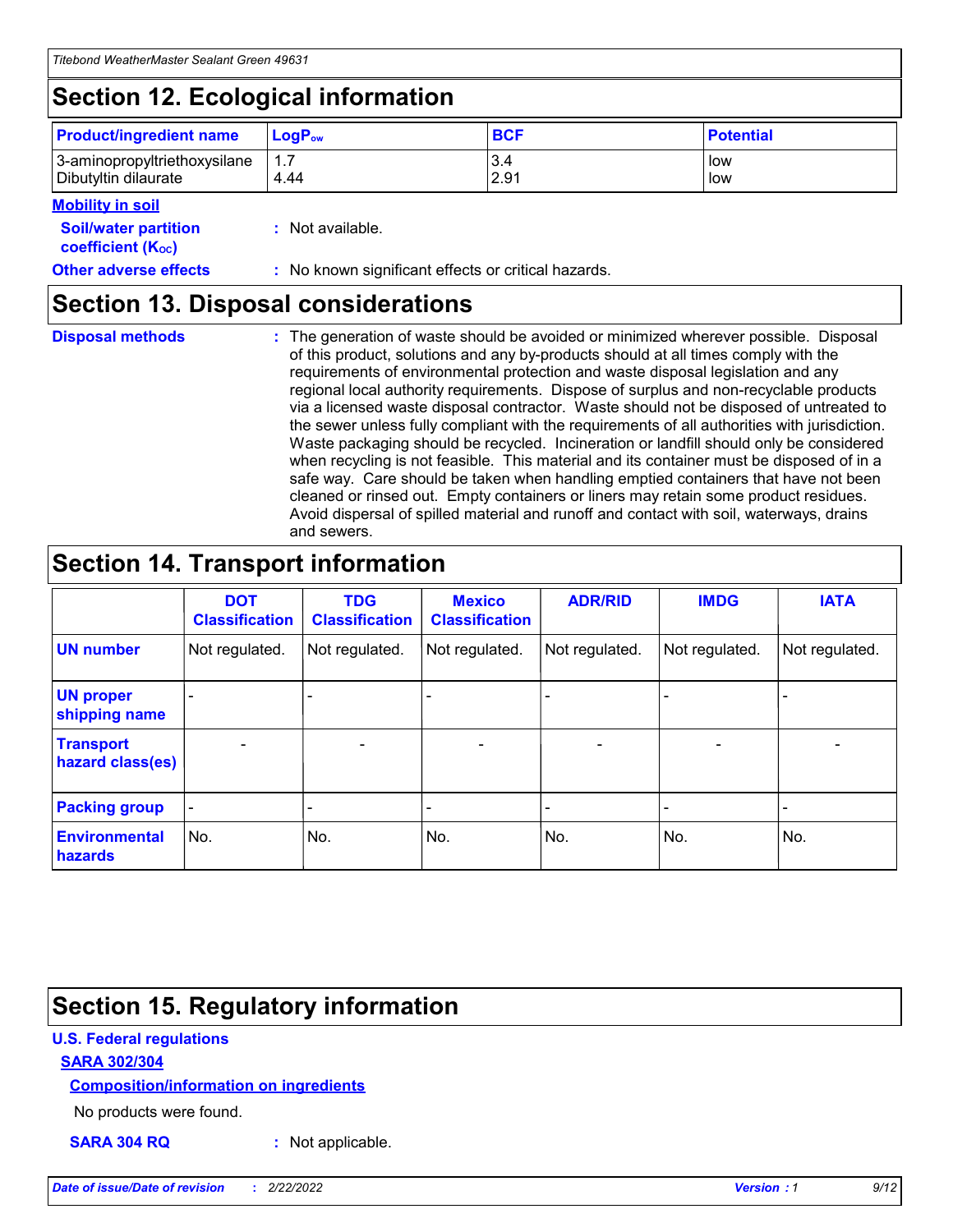## Section 12. Ecological information

| Product/ingredient name | $LogP_{ow}$ | BCF | Potential |
|---|---|---|---|
| 3-aminopropyltriethoxysilane | 1.7 | 3.4 | low |
| Dibutyltin dilaurate | 4.44 | 2.91 | low |

**Mobility in soil**

**Soil/water partition coefficient ($K_{OC}$)** : Not available.

**Other adverse effects** : No known significant effects or critical hazards.

## Section 13. Disposal considerations

**Disposal methods** : The generation of waste should be avoided or minimized wherever possible. Disposal of this product, solutions and any by-products should at all times comply with the requirements of environmental protection and waste disposal legislation and any regional local authority requirements. Dispose of surplus and non-recyclable products via a licensed waste disposal contractor. Waste should not be disposed of untreated to the sewer unless fully compliant with the requirements of all authorities with jurisdiction. Waste packaging should be recycled. Incineration or landfill should only be considered when recycling is not feasible. This material and its container must be disposed of in a safe way. Care should be taken when handling emptied containers that have not been cleaned or rinsed out. Empty containers or liners may retain some product residues. Avoid dispersal of spilled material and runoff and contact with soil, waterways, drains and sewers.

## Section 14. Transport information

| | DOT Classification | TDG Classification | Mexico Classification | ADR/RID | IMDG | IATA |
|---|---|---|---|---|---|---|
| UN number | Not regulated. | Not regulated. | Not regulated. | Not regulated. | Not regulated. | Not regulated. |
| UN proper shipping name | - | - | - | - | - | - |
| Transport hazard class(es) | - | - | - | - | - | - |
| Packing group | - | - | - | - | - | - |
| Environmental hazards | No. | No. | No. | No. | No. | No. |

## Section 15. Regulatory information

**U.S. Federal regulations**

**SARA 302/304**

**Composition/information on ingredients**

No products were found.

**SARA 304 RQ** : Not applicable.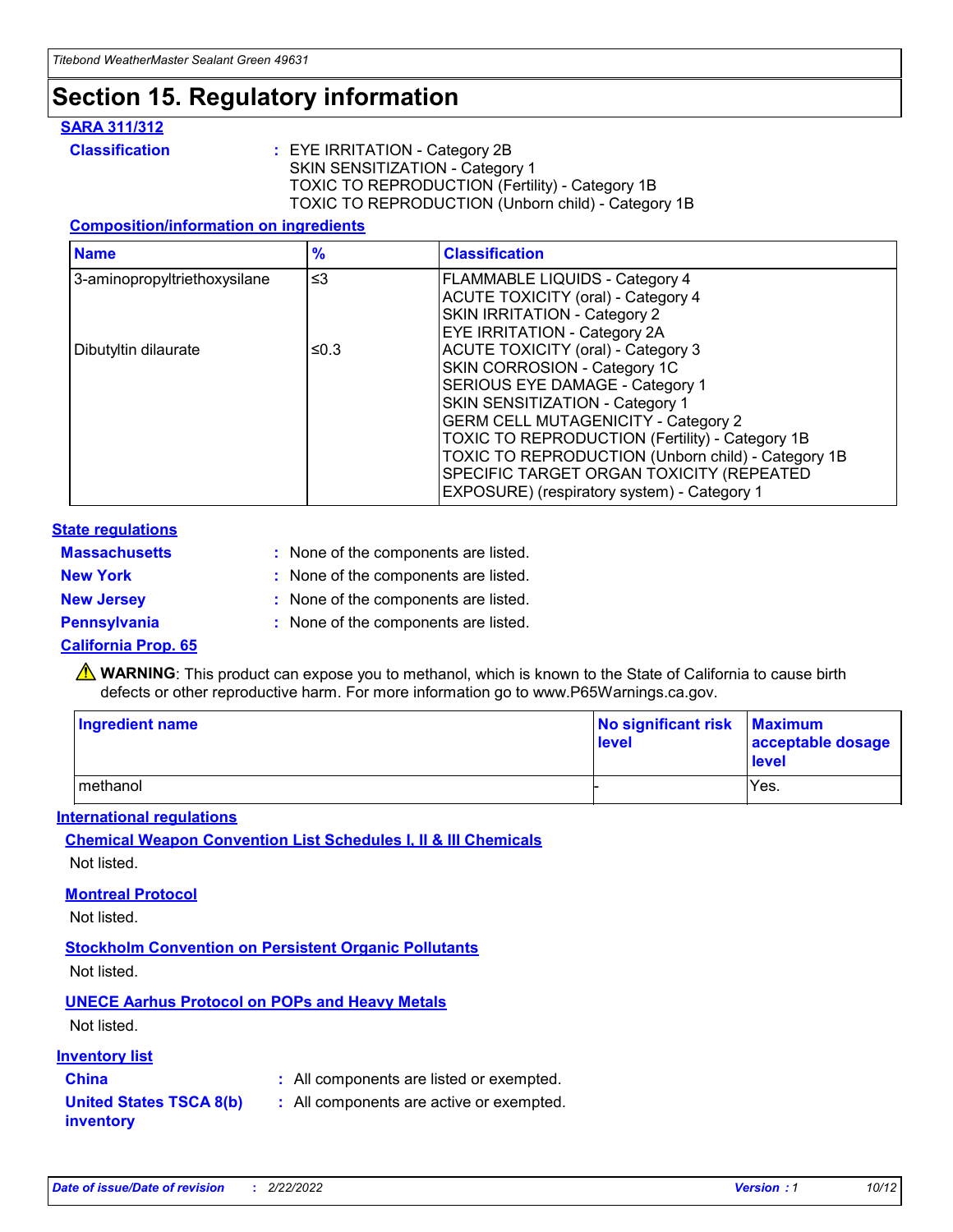# Section 15. Regulatory information

## SARA 311/312

**Classification** : EYE IRRITATION - Category 2B
SKIN SENSITIZATION - Category 1
TOXIC TO REPRODUCTION (Fertility) - Category 1B
TOXIC TO REPRODUCTION (Unborn child) - Category 1B

### Composition/information on ingredients

| Name | % | Classification |
|---|---|---|
| 3-aminopropyltriethoxysilane | ≤3 | FLAMMABLE LIQUIDS - Category 4<br>ACUTE TOXICITY (oral) - Category 4<br>SKIN IRRITATION - Category 2<br>EYE IRRITATION - Category 2A |
| Dibutyltin dilaurate | ≤0.3 | ACUTE TOXICITY (oral) - Category 3<br>SKIN CORROSION - Category 1C<br>SERIOUS EYE DAMAGE - Category 1<br>SKIN SENSITIZATION - Category 1<br>GERM CELL MUTAGENICITY - Category 2<br>TOXIC TO REPRODUCTION (Fertility) - Category 1B<br>TOXIC TO REPRODUCTION (Unborn child) - Category 1B<br>SPECIFIC TARGET ORGAN TOXICITY (REPEATED EXPOSURE) (respiratory system) - Category 1 |

## State regulations

**Massachusetts** : None of the components are listed.

**New York** : None of the components are listed.

**New Jersey** : None of the components are listed.

**Pennsylvania** : None of the components are listed.

### California Prop. 65

⚠ **WARNING**: This product can expose you to methanol, which is known to the State of California to cause birth defects or other reproductive harm. For more information go to www.P65Warnings.ca.gov.

| Ingredient name | No significant risk level | Maximum acceptable dosage level |
|---|---|---|
| methanol | - | Yes. |

## International regulations

### Chemical Weapon Convention List Schedules I, II & III Chemicals

Not listed.

### Montreal Protocol

Not listed.

### Stockholm Convention on Persistent Organic Pollutants

Not listed.

### UNECE Aarhus Protocol on POPs and Heavy Metals

Not listed.

## Inventory list

**China** : All components are listed or exempted.

**United States TSCA 8(b) inventory** : All components are active or exempted.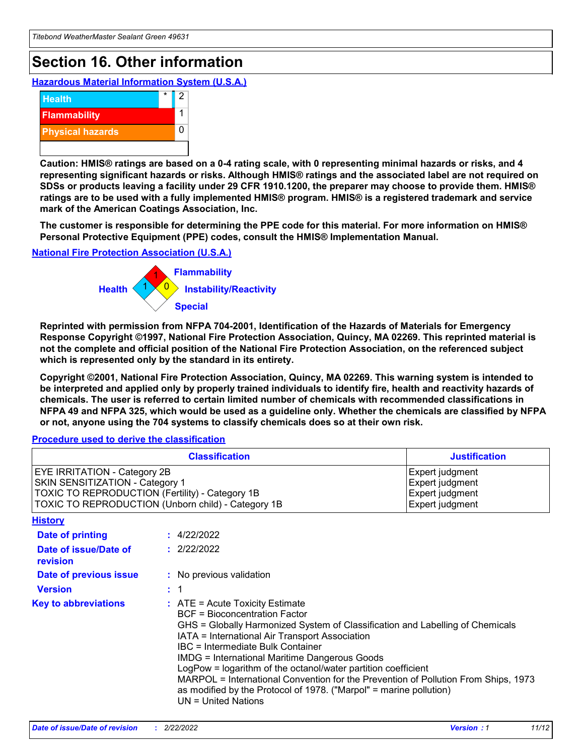# Section 16. Other information

### Hazardous Material Information System (U.S.A.)

| | | |
|---|---|---|
| Health | * | 2 |
| Flammability | | 1 |
| Physical hazards | | 0 |

**Caution: HMIS® ratings are based on a 0-4 rating scale, with 0 representing minimal hazards or risks, and 4 representing significant hazards or risks. Although HMIS® ratings and the associated label are not required on SDSs or products leaving a facility under 29 CFR 1910.1200, the preparer may choose to provide them. HMIS® ratings are to be used with a fully implemented HMIS® program. HMIS® is a registered trademark and service mark of the American Coatings Association, Inc.**

**The customer is responsible for determining the PPE code for this material. For more information on HMIS® Personal Protective Equipment (PPE) codes, consult the HMIS® Implementation Manual.**

### National Fire Protection Association (U.S.A.)

Health: 1
Flammability: 1
Instability/Reactivity: 0
Special:

**Reprinted with permission from NFPA 704-2001, Identification of the Hazards of Materials for Emergency Response Copyright ©1997, National Fire Protection Association, Quincy, MA 02269. This reprinted material is not the complete and official position of the National Fire Protection Association, on the referenced subject which is represented only by the standard in its entirety.**

**Copyright ©2001, National Fire Protection Association, Quincy, MA 02269. This warning system is intended to be interpreted and applied only by properly trained individuals to identify fire, health and reactivity hazards of chemicals. The user is referred to certain limited number of chemicals with recommended classifications in NFPA 49 and NFPA 325, which would be used as a guideline only. Whether the chemicals are classified by NFPA or not, anyone using the 704 systems to classify chemicals does so at their own risk.**

### Procedure used to derive the classification

| Classification | Justification |
|---|---|
| EYE IRRITATION - Category 2B | Expert judgment |
| SKIN SENSITIZATION - Category 1 | Expert judgment |
| TOXIC TO REPRODUCTION (Fertility) - Category 1B | Expert judgment |
| TOXIC TO REPRODUCTION (Unborn child) - Category 1B | Expert judgment |

### History

**Date of printing** : 4/22/2022

**Date of issue/Date of revision** : 2/22/2022

**Date of previous issue** : No previous validation

**Version** : 1

**Key to abbreviations** :
ATE = Acute Toxicity Estimate
BCF = Bioconcentration Factor
GHS = Globally Harmonized System of Classification and Labelling of Chemicals
IATA = International Air Transport Association
IBC = Intermediate Bulk Container
IMDG = International Maritime Dangerous Goods
LogPow = logarithm of the octanol/water partition coefficient
MARPOL = International Convention for the Prevention of Pollution From Ships, 1973 as modified by the Protocol of 1978. ("Marpol" = marine pollution)
UN = United Nations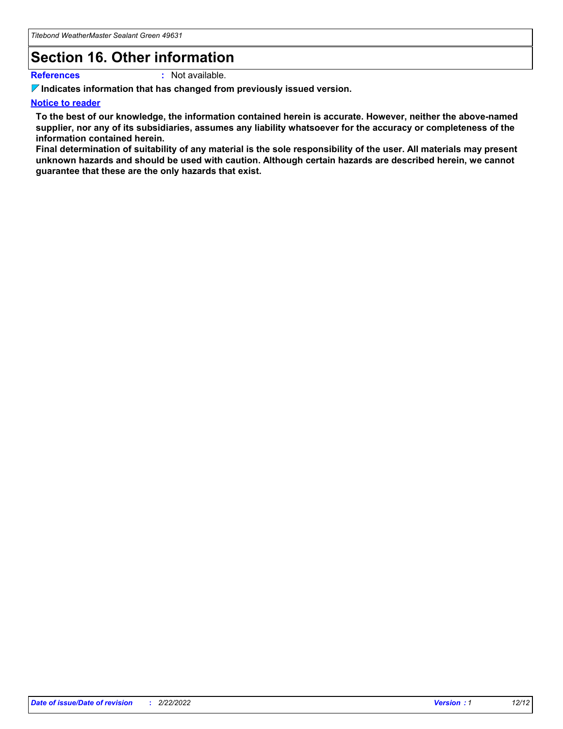## Section 16. Other information

**References** : Not available.

**Indicates information that has changed from previously issued version.**

**Notice to reader**

**To the best of our knowledge, the information contained herein is accurate. However, neither the above-named supplier, nor any of its subsidiaries, assumes any liability whatsoever for the accuracy or completeness of the information contained herein.**

**Final determination of suitability of any material is the sole responsibility of the user. All materials may present unknown hazards and should be used with caution. Although certain hazards are described herein, we cannot guarantee that these are the only hazards that exist.**